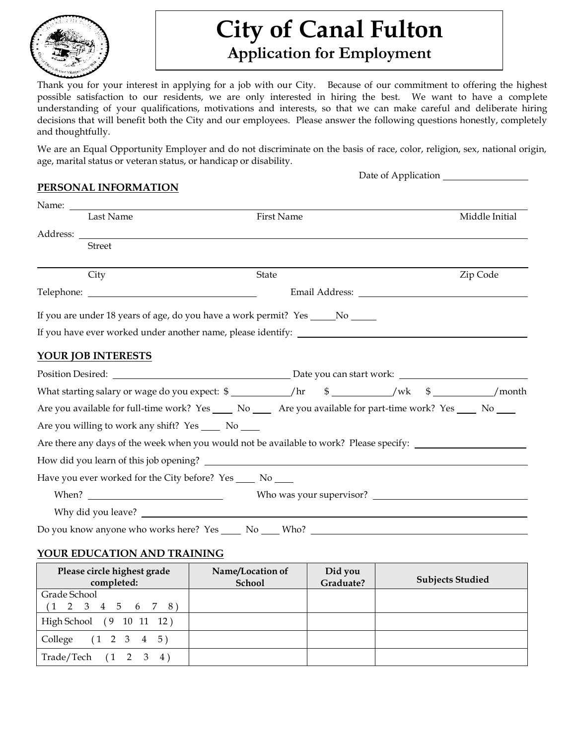# City of Canal Fulton

## Application for Employment

Thank you for your interest in applying for a job with our City. Because of our commitment to offering the highest possible satisfaction to our residents, we are only interested in hiring the best. We want to have a complete understanding of your qualifications, motivations and interests, so that we can make careful and deliberate hiring decisions that will benefit both the City and our employees. Please answer the following questions honestly, completely and thoughtfully.

We are an Equal Opportunity Employer and do not discriminate on the basis of race, color, religion, sex, national origin, age, marital status or veteran status, or handicap or disability.

Date of Application ________________

**PERSONAL INFORMATION**

Name: ______________________________________________________________
Last Name | First Name | Middle Initial

Address: ____________________________________________________________
Street

______________________________________________________________
City | State | Zip Code

Telephone: ______________________ Email Address: ______________________

If you are under 18 years of age, do you have a work permit? Yes _____ No _____

If you have ever worked under another name, please identify: ______________________

**YOUR JOB INTERESTS**

Position Desired: ______________________ Date you can start work: ______________________

What starting salary or wage do you expect: $ __________/hr $ __________/wk $ __________/month

Are you available for full-time work? Yes ____ No ____ Are you available for part-time work? Yes ____ No ____

Are you willing to work any shift? Yes ____ No ____

Are there any days of the week when you would not be available to work? Please specify: ______________________

How did you learn of this job opening? ______________________

Have you ever worked for the City before? Yes ____ No ____

When? ______________________ Who was your supervisor? ______________________

Why did you leave? ______________________

Do you know anyone who works here? Yes ____ No ____ Who? ______________________

**YOUR EDUCATION AND TRAINING**

| Please circle highest grade completed: | Name/Location of School | Did you Graduate? | Subjects Studied |
|---|---|---|---|
| Grade School (1 2 3 4 5 6 7 8) | | | |
| High School (9 10 11 12) | | | |
| College (1 2 3 4 5) | | | |
| Trade/Tech (1 2 3 4) | | | |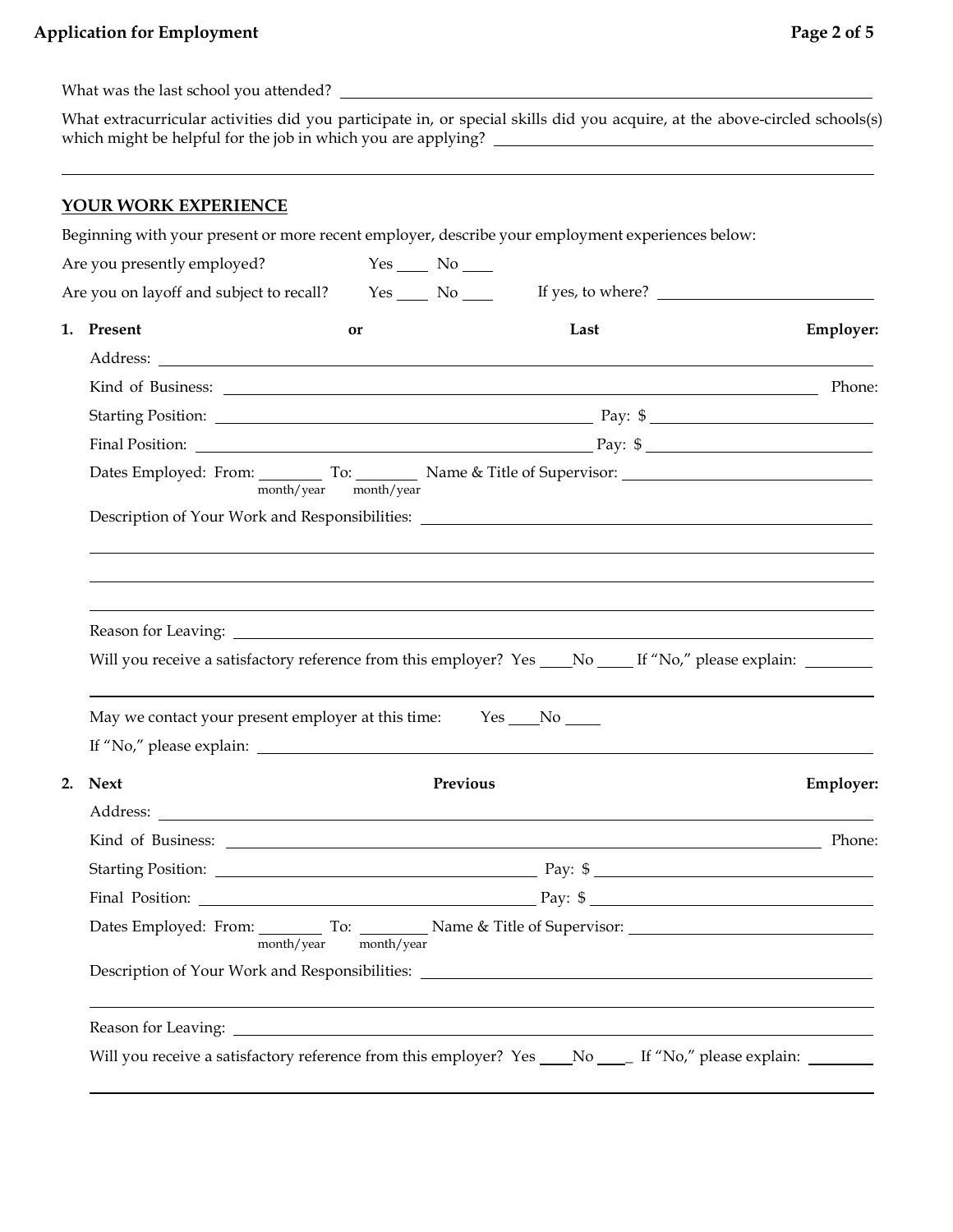What was the last school you attended? ____________________________________________

What extracurricular activities did you participate in, or special skills did you acquire, at the above-circled schools(s) which might be helpful for the job in which you are applying? ____________________________________________

____________________________________________

## YOUR WORK EXPERIENCE

Beginning with your present or more recent employer, describe your employment experiences below:

Are you presently employed? Yes ____ No ____

Are you on layoff and subject to recall? Yes ____ No ____ If yes, to where? ____________________

1. **Present or Last Employer:**

   Address: ____________________________________________

   Kind of Business: ______________________________ Phone:

   Starting Position: ______________________________ Pay: $ ____________

   Final Position: ______________________________ Pay: $ ____________

   Dates Employed: From: ________ (month/year) To: ________ (month/year) Name & Title of Supervisor: ____________________

   Description of Your Work and Responsibilities: ____________________________________________

   ____________________________________________

   ____________________________________________

   ____________________________________________

   Reason for Leaving: ____________________________________________

   Will you receive a satisfactory reference from this employer? Yes ____ No ____ If "No," please explain: ________

   ____________________________________________

   May we contact your present employer at this time: Yes ____ No ____

   If "No," please explain: ____________________________________________

2. **Next Previous Employer:**

   Address: ____________________________________________

   Kind of Business: ______________________________ Phone:

   Starting Position: ______________________________ Pay: $ ____________

   Final Position: ______________________________ Pay: $ ____________

   Dates Employed: From: ________ (month/year) To: ________ (month/year) Name & Title of Supervisor: ____________________

   Description of Your Work and Responsibilities: ____________________________________________

   ____________________________________________

   Reason for Leaving: ____________________________________________

   Will you receive a satisfactory reference from this employer? Yes ____ No ____ If "No," please explain: ________

   ____________________________________________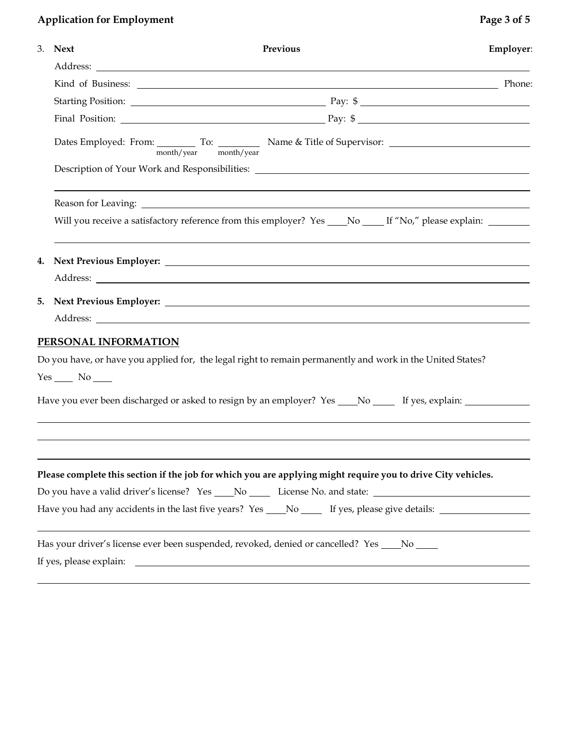3. **Next Previous Employer**:

Address: \_\_\_\_\_\_\_\_\_\_\_\_\_\_\_\_\_\_\_\_\_\_\_\_\_\_\_\_\_\_\_\_\_\_\_\_\_\_\_\_

Kind of Business: \_\_\_\_\_\_\_\_\_\_\_\_\_\_\_\_\_\_\_\_\_\_\_\_\_\_\_\_\_\_ Phone:

Starting Position: \_\_\_\_\_\_\_\_\_\_\_\_\_\_\_\_\_\_\_\_ Pay: $ \_\_\_\_\_\_\_\_\_\_\_\_\_\_\_\_\_\_\_\_

Final Position: \_\_\_\_\_\_\_\_\_\_\_\_\_\_\_\_\_\_\_\_ Pay: $ \_\_\_\_\_\_\_\_\_\_\_\_\_\_\_\_\_\_\_\_

Dates Employed: From: \_\_\_\_\_\_\_\_ (month/year) To: \_\_\_\_\_\_\_\_ (month/year) Name & Title of Supervisor: \_\_\_\_\_\_\_\_\_\_\_\_\_\_\_\_\_\_\_\_

Description of Your Work and Responsibilities: \_\_\_\_\_\_\_\_\_\_\_\_\_\_\_\_\_\_\_\_\_\_\_\_\_\_\_\_\_\_

\_\_\_\_\_\_\_\_\_\_\_\_\_\_\_\_\_\_\_\_\_\_\_\_\_\_\_\_\_\_\_\_\_\_\_\_\_\_\_\_

Reason for Leaving: \_\_\_\_\_\_\_\_\_\_\_\_\_\_\_\_\_\_\_\_\_\_\_\_\_\_\_\_\_\_\_\_\_\_\_\_\_\_\_\_

Will you receive a satisfactory reference from this employer? Yes \_\_\_\_ No \_\_\_\_ If "No," please explain: \_\_\_\_\_\_\_\_

\_\_\_\_\_\_\_\_\_\_\_\_\_\_\_\_\_\_\_\_\_\_\_\_\_\_\_\_\_\_\_\_\_\_\_\_\_\_\_\_

4. **Next Previous Employer:** \_\_\_\_\_\_\_\_\_\_\_\_\_\_\_\_\_\_\_\_\_\_\_\_\_\_\_\_\_\_\_\_\_\_\_\_\_\_\_\_

Address: \_\_\_\_\_\_\_\_\_\_\_\_\_\_\_\_\_\_\_\_\_\_\_\_\_\_\_\_\_\_\_\_\_\_\_\_\_\_\_\_

5. **Next Previous Employer:** \_\_\_\_\_\_\_\_\_\_\_\_\_\_\_\_\_\_\_\_\_\_\_\_\_\_\_\_\_\_\_\_\_\_\_\_\_\_\_\_

Address: \_\_\_\_\_\_\_\_\_\_\_\_\_\_\_\_\_\_\_\_\_\_\_\_\_\_\_\_\_\_\_\_\_\_\_\_\_\_\_\_

## PERSONAL INFORMATION

Do you have, or have you applied for, the legal right to remain permanently and work in the United States?

Yes \_\_\_\_ No \_\_\_\_

Have you ever been discharged or asked to resign by an employer? Yes \_\_\_\_ No \_\_\_\_ If yes, explain: \_\_\_\_\_\_\_\_\_\_\_\_

\_\_\_\_\_\_\_\_\_\_\_\_\_\_\_\_\_\_\_\_\_\_\_\_\_\_\_\_\_\_\_\_\_\_\_\_\_\_\_\_

\_\_\_\_\_\_\_\_\_\_\_\_\_\_\_\_\_\_\_\_\_\_\_\_\_\_\_\_\_\_\_\_\_\_\_\_\_\_\_\_

\_\_\_\_\_\_\_\_\_\_\_\_\_\_\_\_\_\_\_\_\_\_\_\_\_\_\_\_\_\_\_\_\_\_\_\_\_\_\_\_

**Please complete this section if the job for which you are applying might require you to drive City vehicles.**

Do you have a valid driver's license? Yes \_\_\_\_ No \_\_\_\_ License No. and state: \_\_\_\_\_\_\_\_\_\_\_\_\_\_\_\_\_\_\_\_

Have you had any accidents in the last five years? Yes \_\_\_\_ No \_\_\_\_ If yes, please give details: \_\_\_\_\_\_\_\_\_\_\_\_

\_\_\_\_\_\_\_\_\_\_\_\_\_\_\_\_\_\_\_\_\_\_\_\_\_\_\_\_\_\_\_\_\_\_\_\_\_\_\_\_

Has your driver's license ever been suspended, revoked, denied or cancelled? Yes \_\_\_\_ No \_\_\_\_

If yes, please explain: \_\_\_\_\_\_\_\_\_\_\_\_\_\_\_\_\_\_\_\_\_\_\_\_\_\_\_\_\_\_\_\_\_\_\_\_\_\_\_\_

\_\_\_\_\_\_\_\_\_\_\_\_\_\_\_\_\_\_\_\_\_\_\_\_\_\_\_\_\_\_\_\_\_\_\_\_\_\_\_\_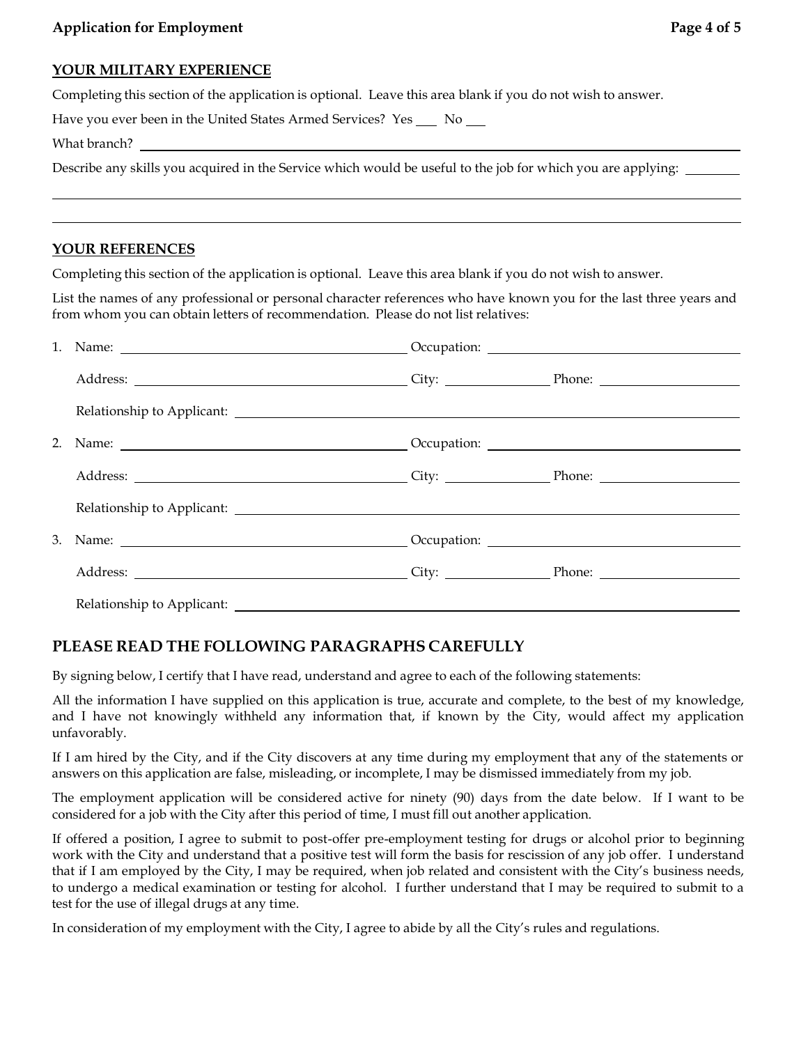## YOUR MILITARY EXPERIENCE

Completing this section of the application is optional. Leave this area blank if you do not wish to answer.

Have you ever been in the United States Armed Services? Yes \_\_\_ No \_\_\_

What branch? \_\_\_\_\_\_\_\_\_\_\_\_\_\_\_\_\_\_\_\_\_\_\_\_\_\_\_\_\_\_\_\_\_\_\_\_\_\_\_\_

Describe any skills you acquired in the Service which would be useful to the job for which you are applying: \_\_\_\_\_\_\_\_

\_\_\_\_\_\_\_\_\_\_\_\_\_\_\_\_\_\_\_\_\_\_\_\_\_\_\_\_\_\_\_\_\_\_\_\_\_\_\_\_\_\_\_\_\_\_\_\_\_\_\_\_\_\_\_\_\_\_\_\_

\_\_\_\_\_\_\_\_\_\_\_\_\_\_\_\_\_\_\_\_\_\_\_\_\_\_\_\_\_\_\_\_\_\_\_\_\_\_\_\_\_\_\_\_\_\_\_\_\_\_\_\_\_\_\_\_\_\_\_\_

## YOUR REFERENCES

Completing this section of the application is optional. Leave this area blank if you do not wish to answer.

List the names of any professional or personal character references who have known you for the last three years and from whom you can obtain letters of recommendation. Please do not list relatives:

1. Name: \_\_\_\_\_\_\_\_\_\_\_\_\_\_\_\_\_\_\_\_ Occupation: \_\_\_\_\_\_\_\_\_\_\_\_\_\_\_\_\_\_\_\_

   Address: \_\_\_\_\_\_\_\_\_\_\_\_\_\_\_\_\_\_\_\_ City: \_\_\_\_\_\_\_\_\_\_ Phone: \_\_\_\_\_\_\_\_\_\_

   Relationship to Applicant: \_\_\_\_\_\_\_\_\_\_\_\_\_\_\_\_\_\_\_\_\_\_\_\_\_\_\_\_\_\_\_\_\_\_\_\_\_\_\_\_

2. Name: \_\_\_\_\_\_\_\_\_\_\_\_\_\_\_\_\_\_\_\_ Occupation: \_\_\_\_\_\_\_\_\_\_\_\_\_\_\_\_\_\_\_\_

   Address: \_\_\_\_\_\_\_\_\_\_\_\_\_\_\_\_\_\_\_\_ City: \_\_\_\_\_\_\_\_\_\_ Phone: \_\_\_\_\_\_\_\_\_\_

   Relationship to Applicant: \_\_\_\_\_\_\_\_\_\_\_\_\_\_\_\_\_\_\_\_\_\_\_\_\_\_\_\_\_\_\_\_\_\_\_\_\_\_\_\_

3. Name: \_\_\_\_\_\_\_\_\_\_\_\_\_\_\_\_\_\_\_\_ Occupation: \_\_\_\_\_\_\_\_\_\_\_\_\_\_\_\_\_\_\_\_

   Address: \_\_\_\_\_\_\_\_\_\_\_\_\_\_\_\_\_\_\_\_ City: \_\_\_\_\_\_\_\_\_\_ Phone: \_\_\_\_\_\_\_\_\_\_

   Relationship to Applicant: \_\_\_\_\_\_\_\_\_\_\_\_\_\_\_\_\_\_\_\_\_\_\_\_\_\_\_\_\_\_\_\_\_\_\_\_\_\_\_\_

## PLEASE READ THE FOLLOWING PARAGRAPHS CAREFULLY

By signing below, I certify that I have read, understand and agree to each of the following statements:

All the information I have supplied on this application is true, accurate and complete, to the best of my knowledge, and I have not knowingly withheld any information that, if known by the City, would affect my application unfavorably.

If I am hired by the City, and if the City discovers at any time during my employment that any of the statements or answers on this application are false, misleading, or incomplete, I may be dismissed immediately from my job.

The employment application will be considered active for ninety (90) days from the date below. If I want to be considered for a job with the City after this period of time, I must fill out another application.

If offered a position, I agree to submit to post-offer pre-employment testing for drugs or alcohol prior to beginning work with the City and understand that a positive test will form the basis for rescission of any job offer. I understand that if I am employed by the City, I may be required, when job related and consistent with the City's business needs, to undergo a medical examination or testing for alcohol. I further understand that I may be required to submit to a test for the use of illegal drugs at any time.

In consideration of my employment with the City, I agree to abide by all the City's rules and regulations.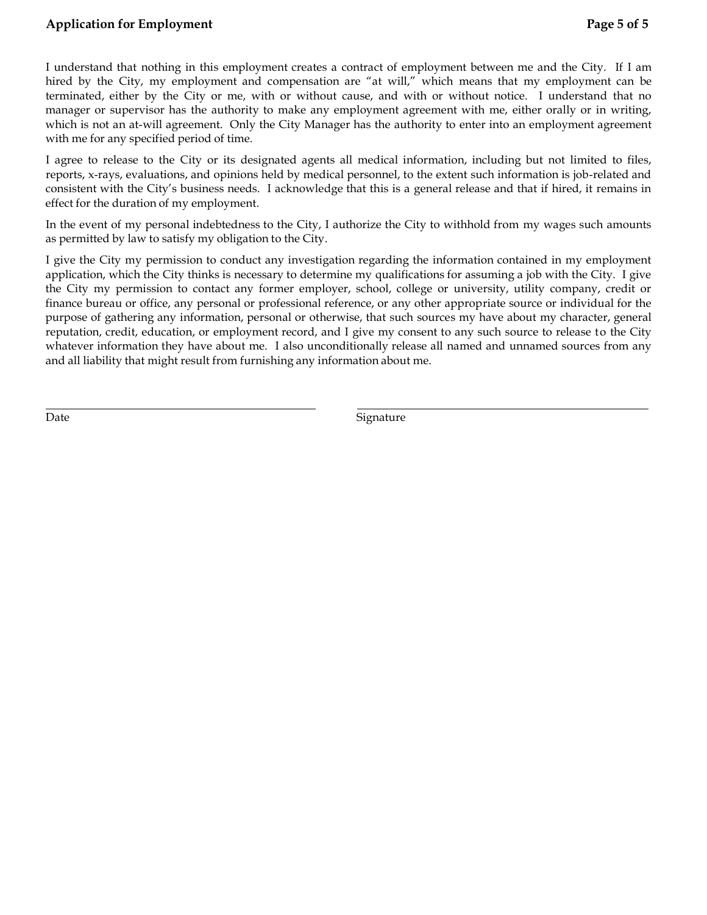I understand that nothing in this employment creates a contract of employment between me and the City. If I am hired by the City, my employment and compensation are "at will," which means that my employment can be terminated, either by the City or me, with or without cause, and with or without notice. I understand that no manager or supervisor has the authority to make any employment agreement with me, either orally or in writing, which is not an at-will agreement. Only the City Manager has the authority to enter into an employment agreement with me for any specified period of time.

I agree to release to the City or its designated agents all medical information, including but not limited to files, reports, x-rays, evaluations, and opinions held by medical personnel, to the extent such information is job-related and consistent with the City's business needs. I acknowledge that this is a general release and that if hired, it remains in effect for the duration of my employment.

In the event of my personal indebtedness to the City, I authorize the City to withhold from my wages such amounts as permitted by law to satisfy my obligation to the City.

I give the City my permission to conduct any investigation regarding the information contained in my employment application, which the City thinks is necessary to determine my qualifications for assuming a job with the City. I give the City my permission to contact any former employer, school, college or university, utility company, credit or finance bureau or office, any personal or professional reference, or any other appropriate source or individual for the purpose of gathering any information, personal or otherwise, that such sources my have about my character, general reputation, credit, education, or employment record, and I give my consent to any such source to release to the City whatever information they have about me. I also unconditionally release all named and unnamed sources from any and all liability that might result from furnishing any information about me.

\_\_\_\_\_\_\_\_\_\_\_\_\_\_\_\_\_\_\_\_\_\_\_\_\_\_\_\_\_\_\_\_\_\_\_\_\_\_\_\_ 
Date

\_\_\_\_\_\_\_\_\_\_\_\_\_\_\_\_\_\_\_\_\_\_\_\_\_\_\_\_\_\_\_\_\_\_\_\_\_\_\_\_ 
Signature